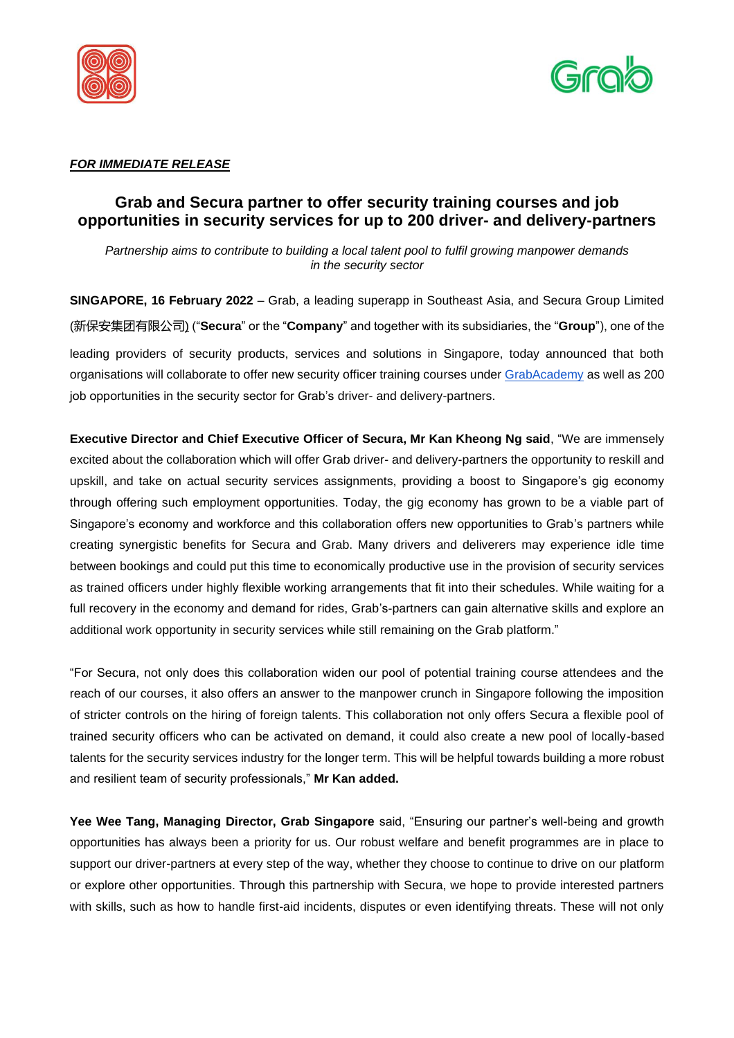***FOR IMMEDIATE RELEASE***

# Grab and Secura partner to offer security training courses and job opportunities in security services for up to 200 driver- and delivery-partners

*Partnership aims to contribute to building a local talent pool to fulfil growing manpower demands in the security sector*

**SINGAPORE, 16 February 2022** – Grab, a leading superapp in Southeast Asia, and Secura Group Limited (新保安集团有限公司) ("**Secura**" or the "**Company**" and together with its subsidiaries, the "**Group**"), one of the leading providers of security products, services and solutions in Singapore, today announced that both organisations will collaborate to offer new security officer training courses under GrabAcademy as well as 200 job opportunities in the security sector for Grab's driver- and delivery-partners.

**Executive Director and Chief Executive Officer of Secura, Mr Kan Kheong Ng said**, "We are immensely excited about the collaboration which will offer Grab driver- and delivery-partners the opportunity to reskill and upskill, and take on actual security services assignments, providing a boost to Singapore's gig economy through offering such employment opportunities. Today, the gig economy has grown to be a viable part of Singapore's economy and workforce and this collaboration offers new opportunities to Grab's partners while creating synergistic benefits for Secura and Grab. Many drivers and deliverers may experience idle time between bookings and could put this time to economically productive use in the provision of security services as trained officers under highly flexible working arrangements that fit into their schedules. While waiting for a full recovery in the economy and demand for rides, Grab's-partners can gain alternative skills and explore an additional work opportunity in security services while still remaining on the Grab platform."

"For Secura, not only does this collaboration widen our pool of potential training course attendees and the reach of our courses, it also offers an answer to the manpower crunch in Singapore following the imposition of stricter controls on the hiring of foreign talents. This collaboration not only offers Secura a flexible pool of trained security officers who can be activated on demand, it could also create a new pool of locally-based talents for the security services industry for the longer term. This will be helpful towards building a more robust and resilient team of security professionals," **Mr Kan added.**

**Yee Wee Tang, Managing Director, Grab Singapore** said, "Ensuring our partner's well-being and growth opportunities has always been a priority for us. Our robust welfare and benefit programmes are in place to support our driver-partners at every step of the way, whether they choose to continue to drive on our platform or explore other opportunities. Through this partnership with Secura, we hope to provide interested partners with skills, such as how to handle first-aid incidents, disputes or even identifying threats. These will not only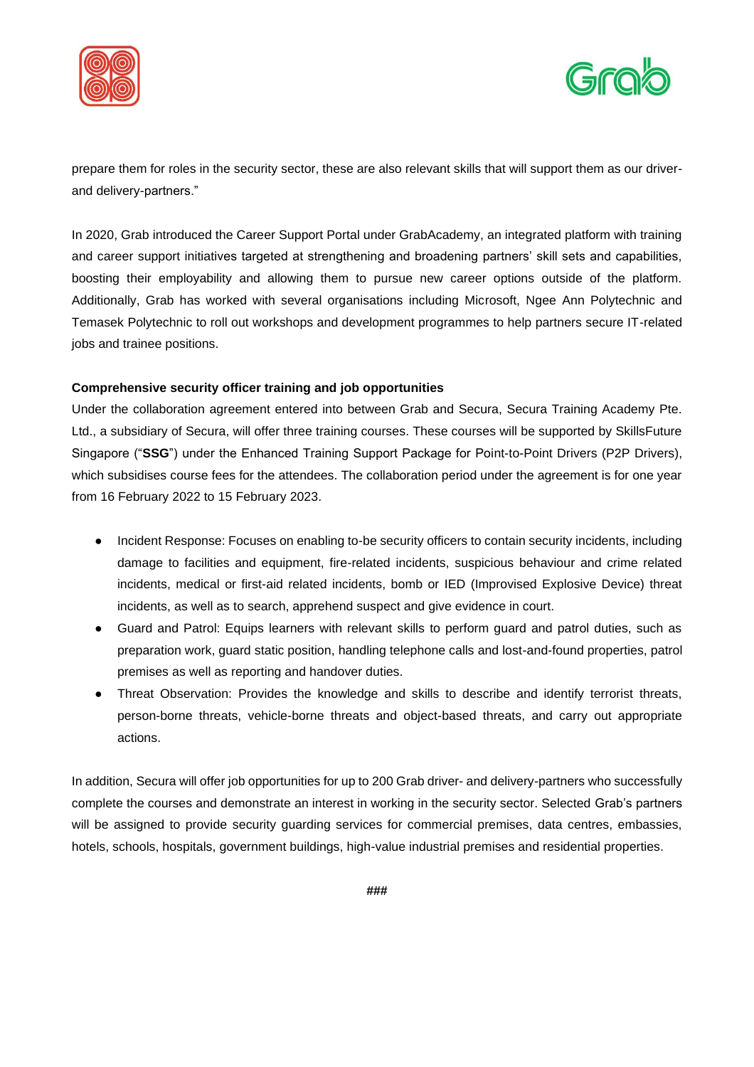prepare them for roles in the security sector, these are also relevant skills that will support them as our driver- and delivery-partners."

In 2020, Grab introduced the Career Support Portal under GrabAcademy, an integrated platform with training and career support initiatives targeted at strengthening and broadening partners' skill sets and capabilities, boosting their employability and allowing them to pursue new career options outside of the platform. Additionally, Grab has worked with several organisations including Microsoft, Ngee Ann Polytechnic and Temasek Polytechnic to roll out workshops and development programmes to help partners secure IT-related jobs and trainee positions.

**Comprehensive security officer training and job opportunities**

Under the collaboration agreement entered into between Grab and Secura, Secura Training Academy Pte. Ltd., a subsidiary of Secura, will offer three training courses. These courses will be supported by SkillsFuture Singapore ("**SSG**") under the Enhanced Training Support Package for Point-to-Point Drivers (P2P Drivers), which subsidises course fees for the attendees. The collaboration period under the agreement is for one year from 16 February 2022 to 15 February 2023.

- Incident Response: Focuses on enabling to-be security officers to contain security incidents, including damage to facilities and equipment, fire-related incidents, suspicious behaviour and crime related incidents, medical or first-aid related incidents, bomb or IED (Improvised Explosive Device) threat incidents, as well as to search, apprehend suspect and give evidence in court.
- Guard and Patrol: Equips learners with relevant skills to perform guard and patrol duties, such as preparation work, guard static position, handling telephone calls and lost-and-found properties, patrol premises as well as reporting and handover duties.
- Threat Observation: Provides the knowledge and skills to describe and identify terrorist threats, person-borne threats, vehicle-borne threats and object-based threats, and carry out appropriate actions.

In addition, Secura will offer job opportunities for up to 200 Grab driver- and delivery-partners who successfully complete the courses and demonstrate an interest in working in the security sector. Selected Grab's partners will be assigned to provide security guarding services for commercial premises, data centres, embassies, hotels, schools, hospitals, government buildings, high-value industrial premises and residential properties.

###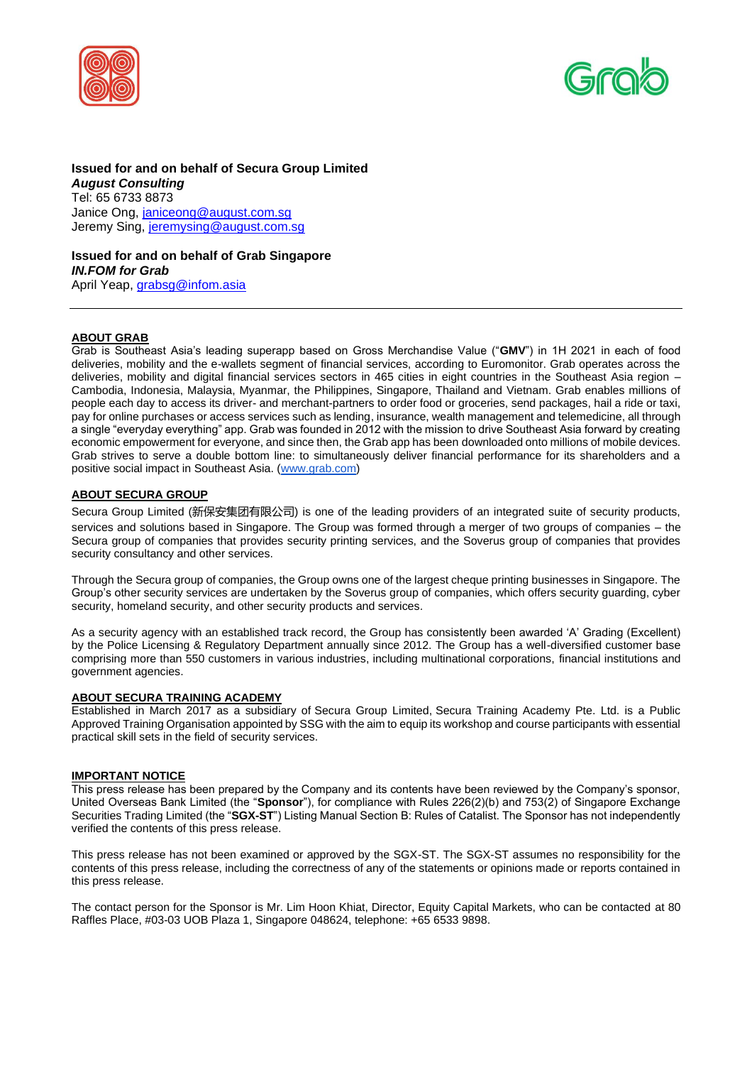**Issued for and on behalf of Secura Group Limited**
***August Consulting***
Tel: 65 6733 8873
Janice Ong, janiceong@august.com.sg
Jeremy Sing, jeremysing@august.com.sg

**Issued for and on behalf of Grab Singapore**
***IN.FOM for Grab***
April Yeap, grabsg@infom.asia

---

## ABOUT GRAB

Grab is Southeast Asia's leading superapp based on Gross Merchandise Value ("**GMV**") in 1H 2021 in each of food deliveries, mobility and the e-wallets segment of financial services, according to Euromonitor. Grab operates across the deliveries, mobility and digital financial services sectors in 465 cities in eight countries in the Southeast Asia region – Cambodia, Indonesia, Malaysia, Myanmar, the Philippines, Singapore, Thailand and Vietnam. Grab enables millions of people each day to access its driver- and merchant-partners to order food or groceries, send packages, hail a ride or taxi, pay for online purchases or access services such as lending, insurance, wealth management and telemedicine, all through a single "everyday everything" app. Grab was founded in 2012 with the mission to drive Southeast Asia forward by creating economic empowerment for everyone, and since then, the Grab app has been downloaded onto millions of mobile devices. Grab strives to serve a double bottom line: to simultaneously deliver financial performance for its shareholders and a positive social impact in Southeast Asia. (www.grab.com)

## ABOUT SECURA GROUP

Secura Group Limited (新保安集团有限公司) is one of the leading providers of an integrated suite of security products, services and solutions based in Singapore. The Group was formed through a merger of two groups of companies – the Secura group of companies that provides security printing services, and the Soverus group of companies that provides security consultancy and other services.

Through the Secura group of companies, the Group owns one of the largest cheque printing businesses in Singapore. The Group's other security services are undertaken by the Soverus group of companies, which offers security guarding, cyber security, homeland security, and other security products and services.

As a security agency with an established track record, the Group has consistently been awarded 'A' Grading (Excellent) by the Police Licensing & Regulatory Department annually since 2012. The Group has a well-diversified customer base comprising more than 550 customers in various industries, including multinational corporations, financial institutions and government agencies.

## ABOUT SECURA TRAINING ACADEMY

Established in March 2017 as a subsidiary of Secura Group Limited, Secura Training Academy Pte. Ltd. is a Public Approved Training Organisation appointed by SSG with the aim to equip its workshop and course participants with essential practical skill sets in the field of security services.

## IMPORTANT NOTICE

This press release has been prepared by the Company and its contents have been reviewed by the Company's sponsor, United Overseas Bank Limited (the "**Sponsor**"), for compliance with Rules 226(2)(b) and 753(2) of Singapore Exchange Securities Trading Limited (the "**SGX-ST**") Listing Manual Section B: Rules of Catalist. The Sponsor has not independently verified the contents of this press release.

This press release has not been examined or approved by the SGX-ST. The SGX-ST assumes no responsibility for the contents of this press release, including the correctness of any of the statements or opinions made or reports contained in this press release.

The contact person for the Sponsor is Mr. Lim Hoon Khiat, Director, Equity Capital Markets, who can be contacted at 80 Raffles Place, #03-03 UOB Plaza 1, Singapore 048624, telephone: +65 6533 9898.